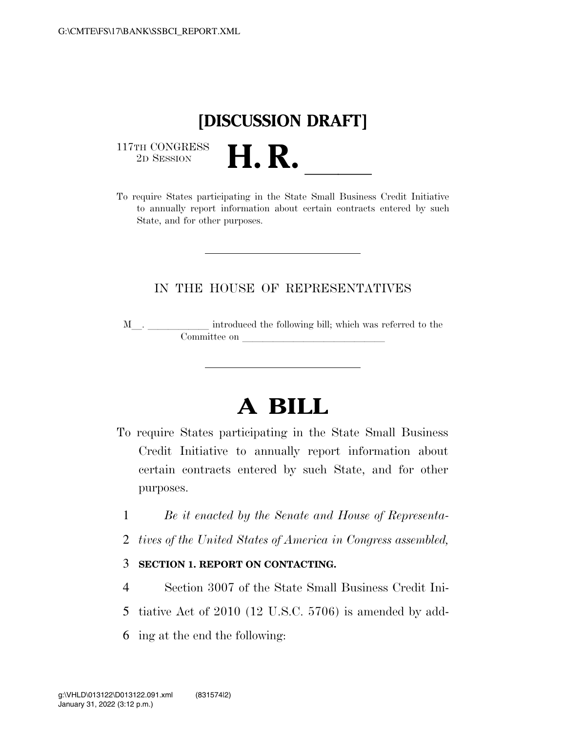**[DISCUSSION DRAFT]**

117TH CONGRESS
2D SESSION

# H. R. ____

To require States participating in the State Small Business Credit Initiative to annually report information about certain contracts entered by such State, and for other purposes.

---

IN THE HOUSE OF REPRESENTATIVES

M__. ____________ introduced the following bill; which was referred to the Committee on ____________________________

---

# A BILL

To require States participating in the State Small Business Credit Initiative to annually report information about certain contracts entered by such State, and for other purposes.

1 *Be it enacted by the Senate and House of Representa-*
2 *tives of the United States of America in Congress assembled,*

3 **SECTION 1. REPORT ON CONTACTING.**

4 Section 3007 of the State Small Business Credit Ini-
5 tiative Act of 2010 (12 U.S.C. 5706) is amended by add-
6 ing at the end the following: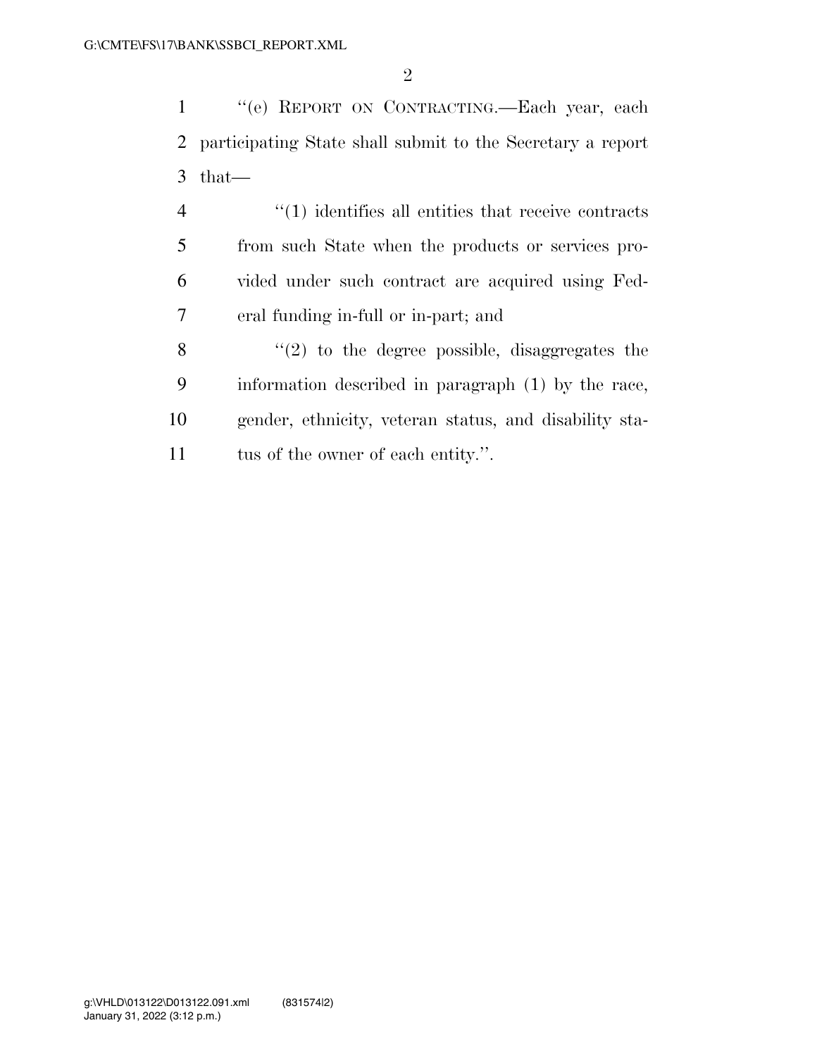''(e) REPORT ON CONTRACTING.—Each year, each participating State shall submit to the Secretary a report that—

''(1) identifies all entities that receive contracts from such State when the products or services provided under such contract are acquired using Federal funding in-full or in-part; and

''(2) to the degree possible, disaggregates the information described in paragraph (1) by the race, gender, ethnicity, veteran status, and disability status of the owner of each entity.''.